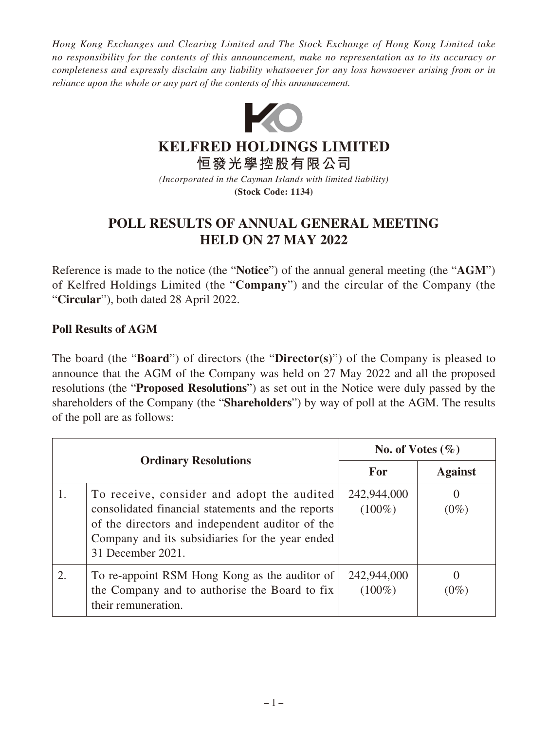*Hong Kong Exchanges and Clearing Limited and The Stock Exchange of Hong Kong Limited take no responsibility for the contents of this announcement, make no representation as to its accuracy or completeness and expressly disclaim any liability whatsoever for any loss howsoever arising from or in reliance upon the whole or any part of the contents of this announcement.*

# KELFRED HOLDINGS LIMITED
# 恒發光學控股有限公司

*(Incorporated in the Cayman Islands with limited liability)*

**(Stock Code: 1134)**

## POLL RESULTS OF ANNUAL GENERAL MEETING HELD ON 27 MAY 2022

Reference is made to the notice (the "**Notice**") of the annual general meeting (the "**AGM**") of Kelfred Holdings Limited (the "**Company**") and the circular of the Company (the "**Circular**"), both dated 28 April 2022.

**Poll Results of AGM**

The board (the "**Board**") of directors (the "**Director(s)**") of the Company is pleased to announce that the AGM of the Company was held on 27 May 2022 and all the proposed resolutions (the "**Proposed Resolutions**") as set out in the Notice were duly passed by the shareholders of the Company (the "**Shareholders**") by way of poll at the AGM. The results of the poll are as follows:

| **Ordinary Resolutions** | | **No. of Votes (%)** | |
|---|---|---|---|
| | | **For** | **Against** |
| 1. | To receive, consider and adopt the audited consolidated financial statements and the reports of the directors and independent auditor of the Company and its subsidiaries for the year ended 31 December 2021. | 242,944,000 (100%) | 0 (0%) |
| 2. | To re-appoint RSM Hong Kong as the auditor of the Company and to authorise the Board to fix their remuneration. | 242,944,000 (100%) | 0 (0%) |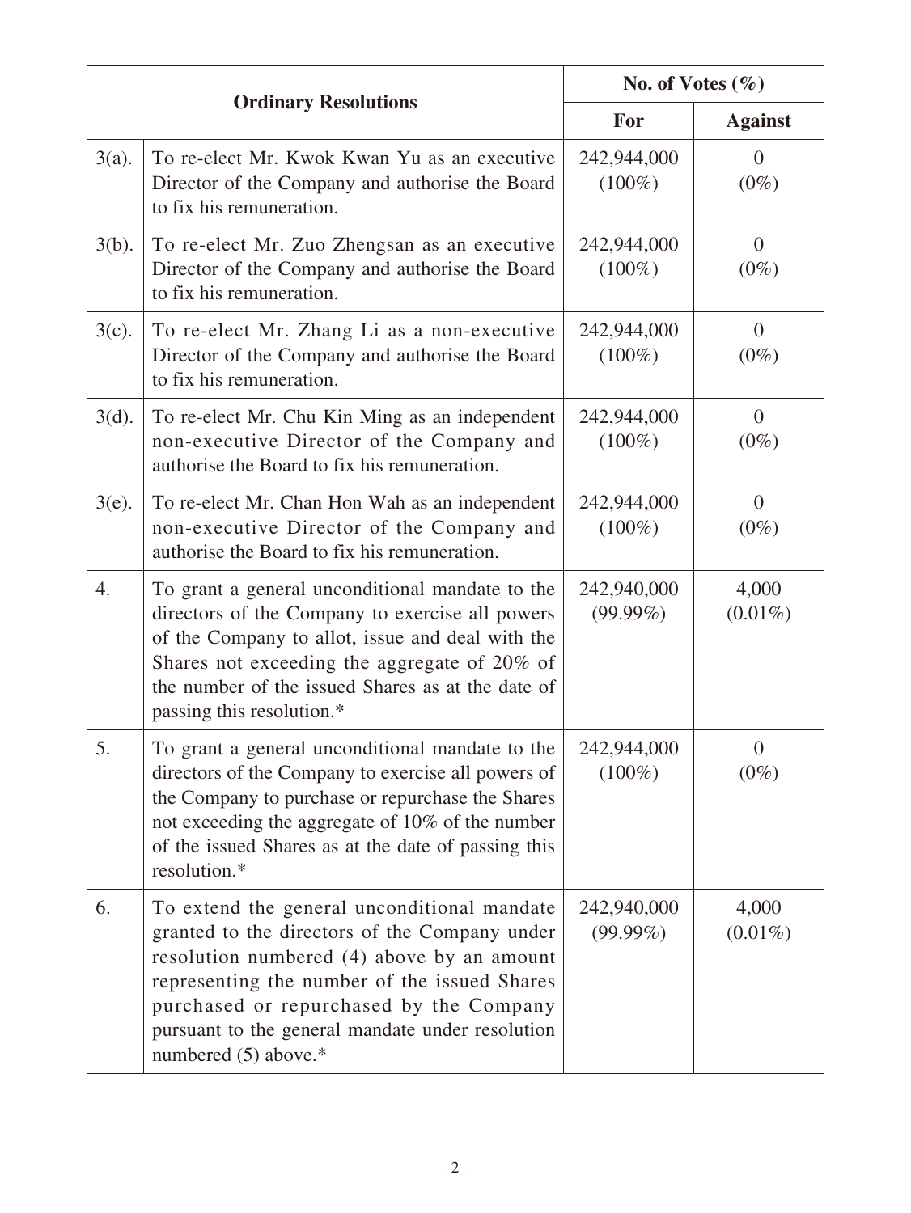| Ordinary Resolutions | | No. of Votes (%) | |
|---|---|---|---|
| | | **For** | **Against** |
| 3(a). | To re-elect Mr. Kwok Kwan Yu as an executive Director of the Company and authorise the Board to fix his remuneration. | 242,944,000 (100%) | 0 (0%) |
| 3(b). | To re-elect Mr. Zuo Zhengsan as an executive Director of the Company and authorise the Board to fix his remuneration. | 242,944,000 (100%) | 0 (0%) |
| 3(c). | To re-elect Mr. Zhang Li as a non-executive Director of the Company and authorise the Board to fix his remuneration. | 242,944,000 (100%) | 0 (0%) |
| 3(d). | To re-elect Mr. Chu Kin Ming as an independent non-executive Director of the Company and authorise the Board to fix his remuneration. | 242,944,000 (100%) | 0 (0%) |
| 3(e). | To re-elect Mr. Chan Hon Wah as an independent non-executive Director of the Company and authorise the Board to fix his remuneration. | 242,944,000 (100%) | 0 (0%) |
| 4. | To grant a general unconditional mandate to the directors of the Company to exercise all powers of the Company to allot, issue and deal with the Shares not exceeding the aggregate of 20% of the number of the issued Shares as at the date of passing this resolution.* | 242,940,000 (99.99%) | 4,000 (0.01%) |
| 5. | To grant a general unconditional mandate to the directors of the Company to exercise all powers of the Company to purchase or repurchase the Shares not exceeding the aggregate of 10% of the number of the issued Shares as at the date of passing this resolution.* | 242,944,000 (100%) | 0 (0%) |
| 6. | To extend the general unconditional mandate granted to the directors of the Company under resolution numbered (4) above by an amount representing the number of the issued Shares purchased or repurchased by the Company pursuant to the general mandate under resolution numbered (5) above.* | 242,940,000 (99.99%) | 4,000 (0.01%) |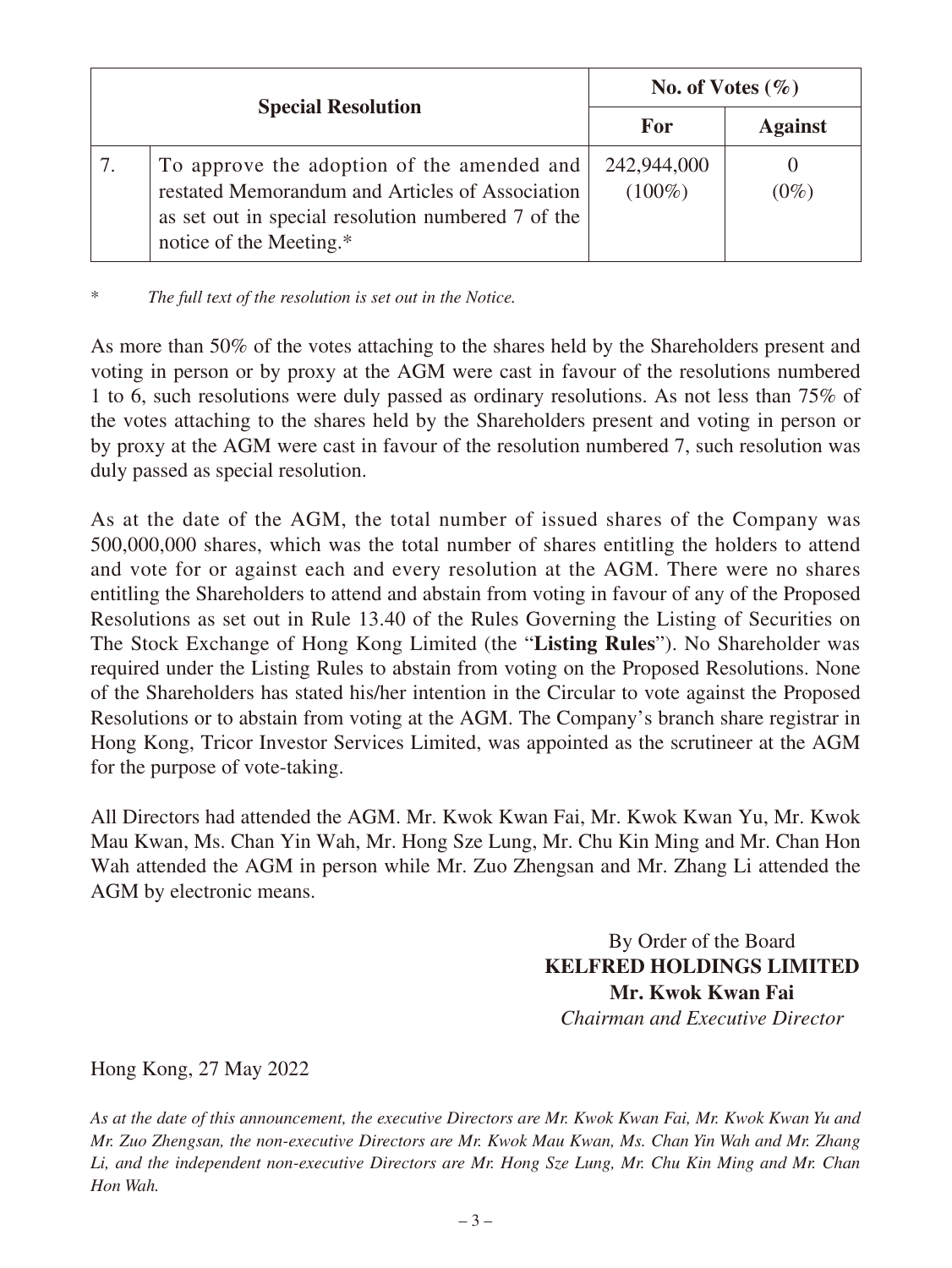| Special Resolution | | No. of Votes (%) | |
|---|---|---|---|
| | | For | Against |
| 7. | To approve the adoption of the amended and restated Memorandum and Articles of Association as set out in special resolution numbered 7 of the notice of the Meeting.* | 242,944,000 (100%) | 0 (0%) |

\* *The full text of the resolution is set out in the Notice.*

As more than 50% of the votes attaching to the shares held by the Shareholders present and voting in person or by proxy at the AGM were cast in favour of the resolutions numbered 1 to 6, such resolutions were duly passed as ordinary resolutions. As not less than 75% of the votes attaching to the shares held by the Shareholders present and voting in person or by proxy at the AGM were cast in favour of the resolution numbered 7, such resolution was duly passed as special resolution.

As at the date of the AGM, the total number of issued shares of the Company was 500,000,000 shares, which was the total number of shares entitling the holders to attend and vote for or against each and every resolution at the AGM. There were no shares entitling the Shareholders to attend and abstain from voting in favour of any of the Proposed Resolutions as set out in Rule 13.40 of the Rules Governing the Listing of Securities on The Stock Exchange of Hong Kong Limited (the "**Listing Rules**"). No Shareholder was required under the Listing Rules to abstain from voting on the Proposed Resolutions. None of the Shareholders has stated his/her intention in the Circular to vote against the Proposed Resolutions or to abstain from voting at the AGM. The Company's branch share registrar in Hong Kong, Tricor Investor Services Limited, was appointed as the scrutineer at the AGM for the purpose of vote-taking.

All Directors had attended the AGM. Mr. Kwok Kwan Fai, Mr. Kwok Kwan Yu, Mr. Kwok Mau Kwan, Ms. Chan Yin Wah, Mr. Hong Sze Lung, Mr. Chu Kin Ming and Mr. Chan Hon Wah attended the AGM in person while Mr. Zuo Zhengsan and Mr. Zhang Li attended the AGM by electronic means.

By Order of the Board
**KELFRED HOLDINGS LIMITED**
**Mr. Kwok Kwan Fai**
*Chairman and Executive Director*

Hong Kong, 27 May 2022

*As at the date of this announcement, the executive Directors are Mr. Kwok Kwan Fai, Mr. Kwok Kwan Yu and Mr. Zuo Zhengsan, the non-executive Directors are Mr. Kwok Mau Kwan, Ms. Chan Yin Wah and Mr. Zhang Li, and the independent non-executive Directors are Mr. Hong Sze Lung, Mr. Chu Kin Ming and Mr. Chan Hon Wah.*